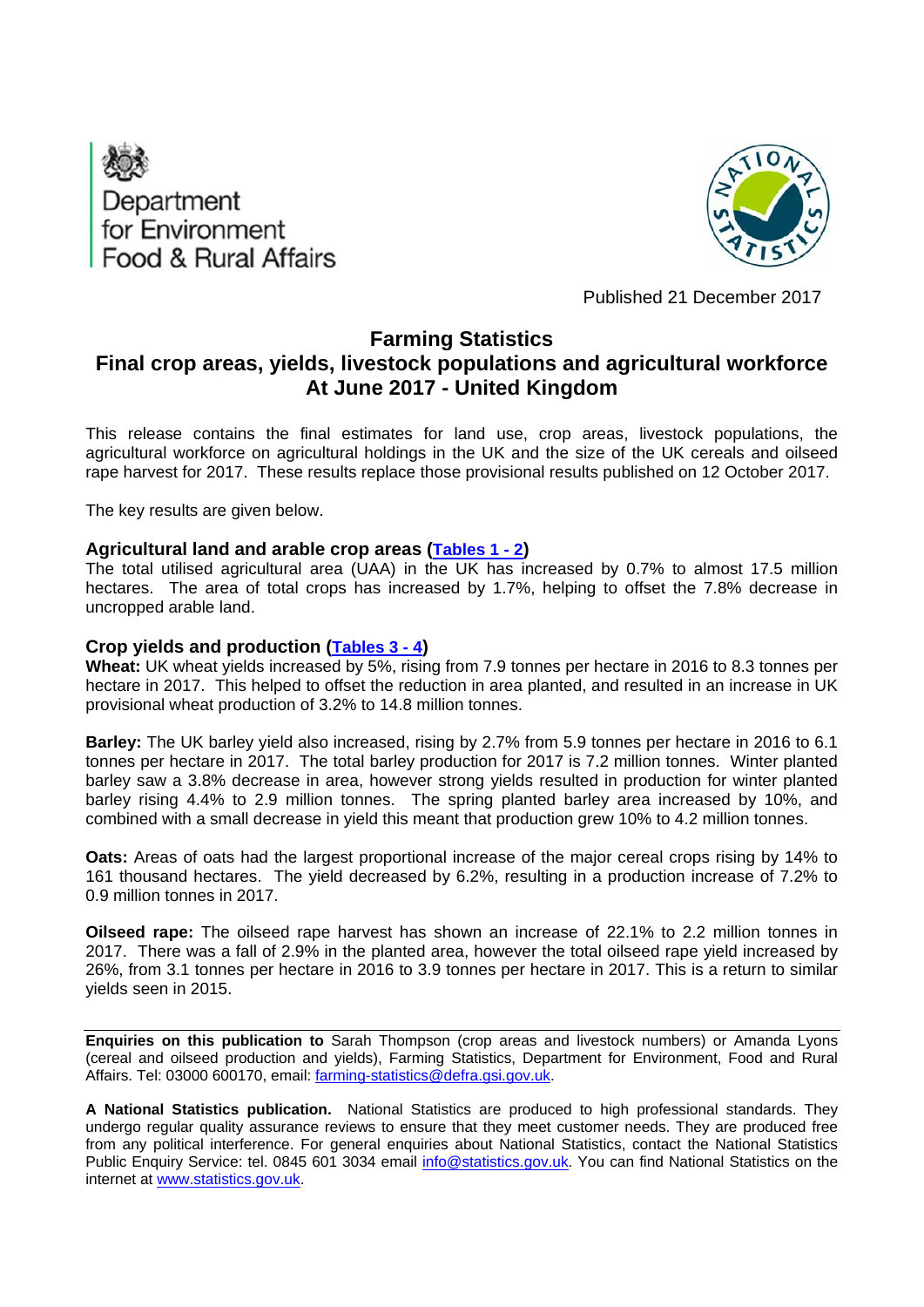Department for Environment Food & Rural Affairs

Published 21 December 2017

# Farming Statistics
# Final crop areas, yields, livestock populations and agricultural workforce At June 2017 - United Kingdom

This release contains the final estimates for land use, crop areas, livestock populations, the agricultural workforce on agricultural holdings in the UK and the size of the UK cereals and oilseed rape harvest for 2017. These results replace those provisional results published on 12 October 2017.

The key results are given below.

### Agricultural land and arable crop areas (Tables 1 - 2)

The total utilised agricultural area (UAA) in the UK has increased by 0.7% to almost 17.5 million hectares. The area of total crops has increased by 1.7%, helping to offset the 7.8% decrease in uncropped arable land.

### Crop yields and production (Tables 3 - 4)

**Wheat:** UK wheat yields increased by 5%, rising from 7.9 tonnes per hectare in 2016 to 8.3 tonnes per hectare in 2017. This helped to offset the reduction in area planted, and resulted in an increase in UK provisional wheat production of 3.2% to 14.8 million tonnes.

**Barley:** The UK barley yield also increased, rising by 2.7% from 5.9 tonnes per hectare in 2016 to 6.1 tonnes per hectare in 2017. The total barley production for 2017 is 7.2 million tonnes. Winter planted barley saw a 3.8% decrease in area, however strong yields resulted in production for winter planted barley rising 4.4% to 2.9 million tonnes. The spring planted barley area increased by 10%, and combined with a small decrease in yield this meant that production grew 10% to 4.2 million tonnes.

**Oats:** Areas of oats had the largest proportional increase of the major cereal crops rising by 14% to 161 thousand hectares. The yield decreased by 6.2%, resulting in a production increase of 7.2% to 0.9 million tonnes in 2017.

**Oilseed rape:** The oilseed rape harvest has shown an increase of 22.1% to 2.2 million tonnes in 2017. There was a fall of 2.9% in the planted area, however the total oilseed rape yield increased by 26%, from 3.1 tonnes per hectare in 2016 to 3.9 tonnes per hectare in 2017. This is a return to similar yields seen in 2015.

---

**Enquiries on this publication to** Sarah Thompson (crop areas and livestock numbers) or Amanda Lyons (cereal and oilseed production and yields), Farming Statistics, Department for Environment, Food and Rural Affairs. Tel: 03000 600170, email: farming-statistics@defra.gsi.gov.uk.

**A National Statistics publication.** National Statistics are produced to high professional standards. They undergo regular quality assurance reviews to ensure that they meet customer needs. They are produced free from any political interference. For general enquiries about National Statistics, contact the National Statistics Public Enquiry Service: tel. 0845 601 3034 email info@statistics.gov.uk. You can find National Statistics on the internet at www.statistics.gov.uk.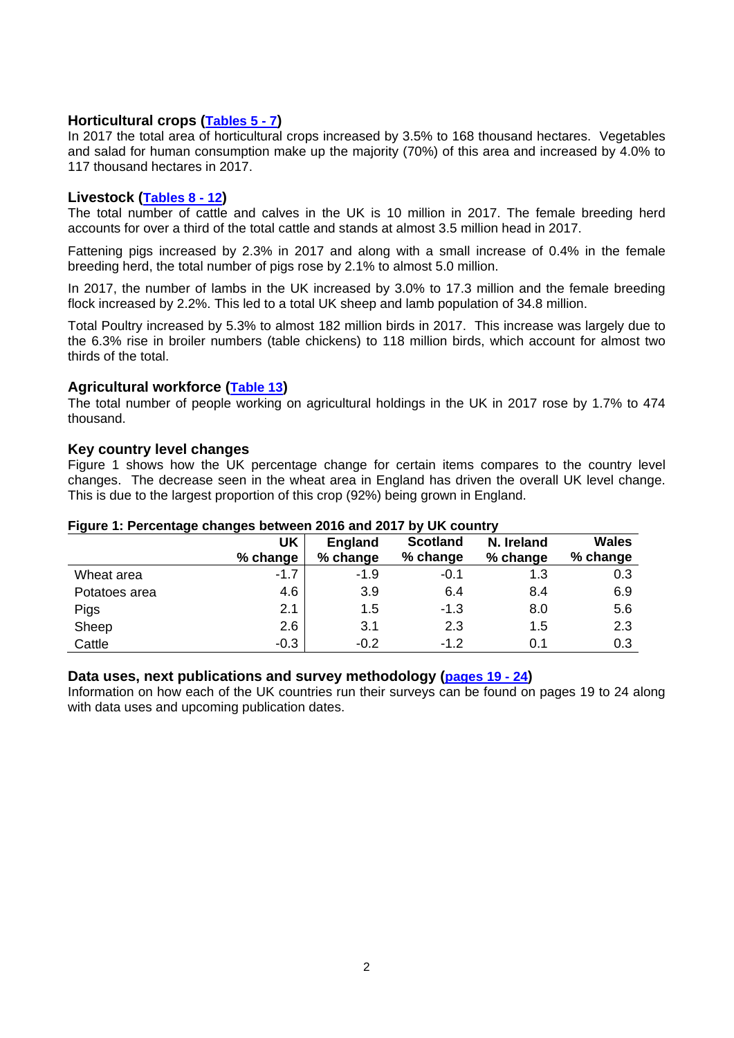### Horticultural crops (Tables 5 - 7)

In 2017 the total area of horticultural crops increased by 3.5% to 168 thousand hectares. Vegetables and salad for human consumption make up the majority (70%) of this area and increased by 4.0% to 117 thousand hectares in 2017.

### Livestock (Tables 8 - 12)

The total number of cattle and calves in the UK is 10 million in 2017. The female breeding herd accounts for over a third of the total cattle and stands at almost 3.5 million head in 2017.

Fattening pigs increased by 2.3% in 2017 and along with a small increase of 0.4% in the female breeding herd, the total number of pigs rose by 2.1% to almost 5.0 million.

In 2017, the number of lambs in the UK increased by 3.0% to 17.3 million and the female breeding flock increased by 2.2%. This led to a total UK sheep and lamb population of 34.8 million.

Total Poultry increased by 5.3% to almost 182 million birds in 2017. This increase was largely due to the 6.3% rise in broiler numbers (table chickens) to 118 million birds, which account for almost two thirds of the total.

### Agricultural workforce (Table 13)

The total number of people working on agricultural holdings in the UK in 2017 rose by 1.7% to 474 thousand.

### Key country level changes

Figure 1 shows how the UK percentage change for certain items compares to the country level changes. The decrease seen in the wheat area in England has driven the overall UK level change. This is due to the largest proportion of this crop (92%) being grown in England.

**Figure 1: Percentage changes between 2016 and 2017 by UK country**

| | UK % change | England % change | Scotland % change | N. Ireland % change | Wales % change |
|---|---|---|---|---|---|
| Wheat area | -1.7 | -1.9 | -0.1 | 1.3 | 0.3 |
| Potatoes area | 4.6 | 3.9 | 6.4 | 8.4 | 6.9 |
| Pigs | 2.1 | 1.5 | -1.3 | 8.0 | 5.6 |
| Sheep | 2.6 | 3.1 | 2.3 | 1.5 | 2.3 |
| Cattle | -0.3 | -0.2 | -1.2 | 0.1 | 0.3 |

### Data uses, next publications and survey methodology (pages 19 - 24)

Information on how each of the UK countries run their surveys can be found on pages 19 to 24 along with data uses and upcoming publication dates.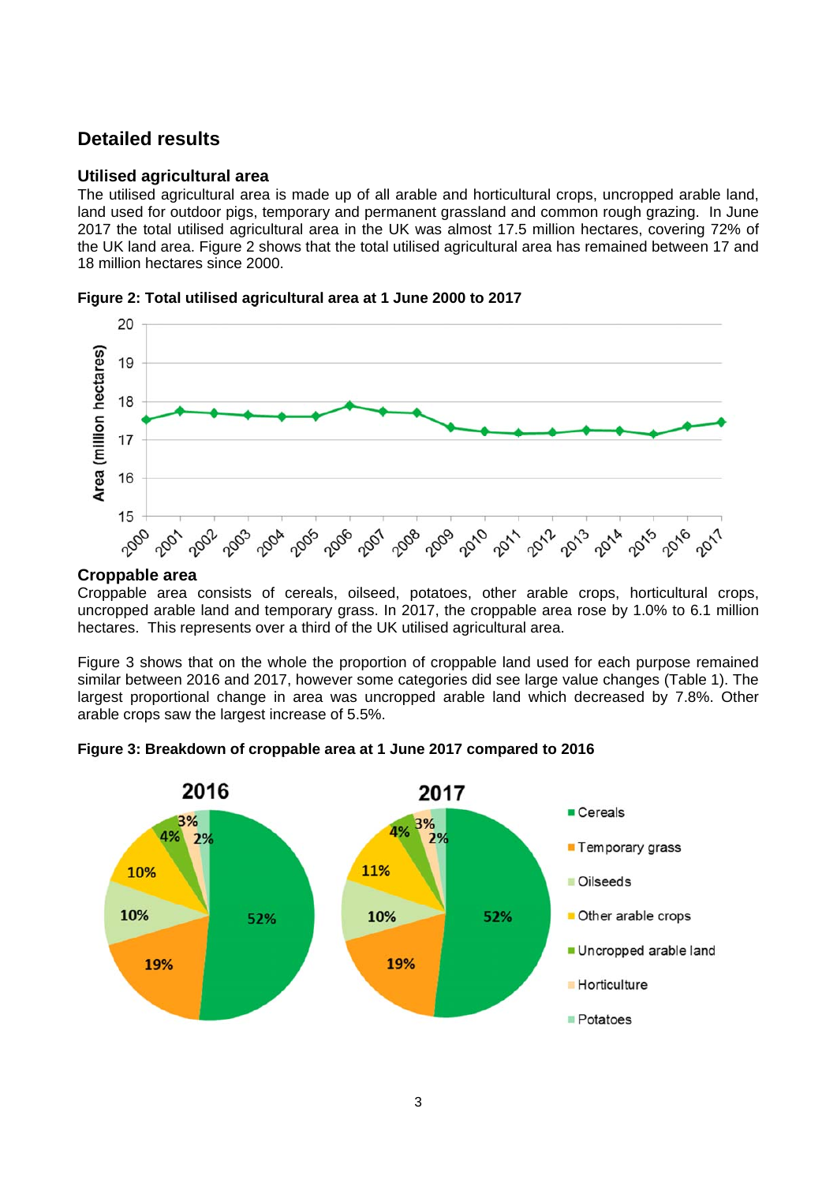## Detailed results

### Utilised agricultural area

The utilised agricultural area is made up of all arable and horticultural crops, uncropped arable land, land used for outdoor pigs, temporary and permanent grassland and common rough grazing. In June 2017 the total utilised agricultural area in the UK was almost 17.5 million hectares, covering 72% of the UK land area. Figure 2 shows that the total utilised agricultural area has remained between 17 and 18 million hectares since 2000.

**Figure 2: Total utilised agricultural area at 1 June 2000 to 2017**

### Croppable area

Croppable area consists of cereals, oilseed, potatoes, other arable crops, horticultural crops, uncropped arable land and temporary grass. In 2017, the croppable area rose by 1.0% to 6.1 million hectares. This represents over a third of the UK utilised agricultural area.

Figure 3 shows that on the whole the proportion of croppable land used for each purpose remained similar between 2016 and 2017, however some categories did see large value changes (Table 1). The largest proportional change in area was uncropped arable land which decreased by 7.8%. Other arable crops saw the largest increase of 5.5%.

**Figure 3: Breakdown of croppable area at 1 June 2017 compared to 2016**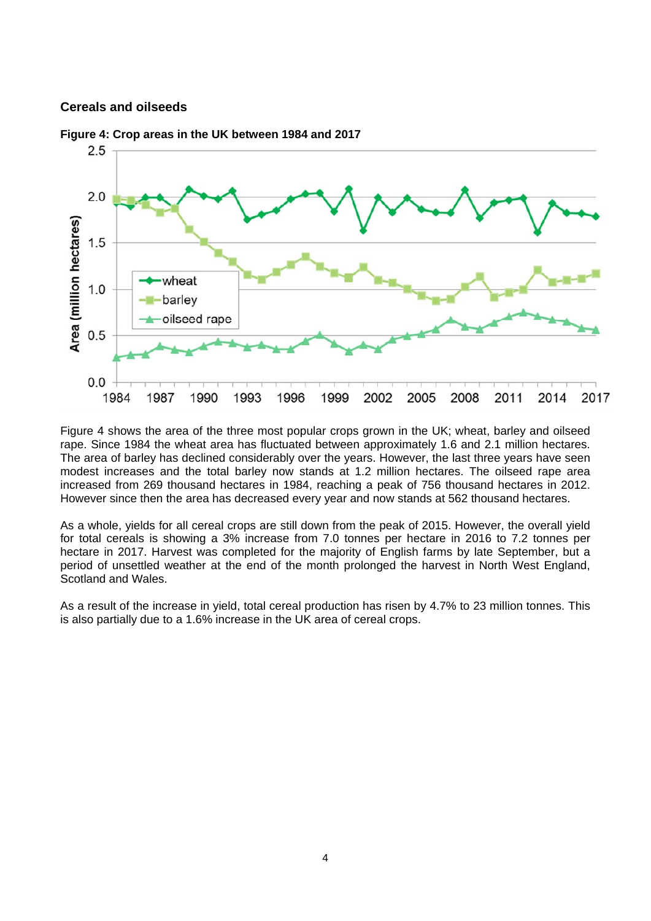## Cereals and oilseeds

**Figure 4: Crop areas in the UK between 1984 and 2017**

Figure 4 shows the area of the three most popular crops grown in the UK; wheat, barley and oilseed rape. Since 1984 the wheat area has fluctuated between approximately 1.6 and 2.1 million hectares. The area of barley has declined considerably over the years. However, the last three years have seen modest increases and the total barley now stands at 1.2 million hectares. The oilseed rape area increased from 269 thousand hectares in 1984, reaching a peak of 756 thousand hectares in 2012. However since then the area has decreased every year and now stands at 562 thousand hectares.

As a whole, yields for all cereal crops are still down from the peak of 2015. However, the overall yield for total cereals is showing a 3% increase from 7.0 tonnes per hectare in 2016 to 7.2 tonnes per hectare in 2017. Harvest was completed for the majority of English farms by late September, but a period of unsettled weather at the end of the month prolonged the harvest in North West England, Scotland and Wales.

As a result of the increase in yield, total cereal production has risen by 4.7% to 23 million tonnes. This is also partially due to a 1.6% increase in the UK area of cereal crops.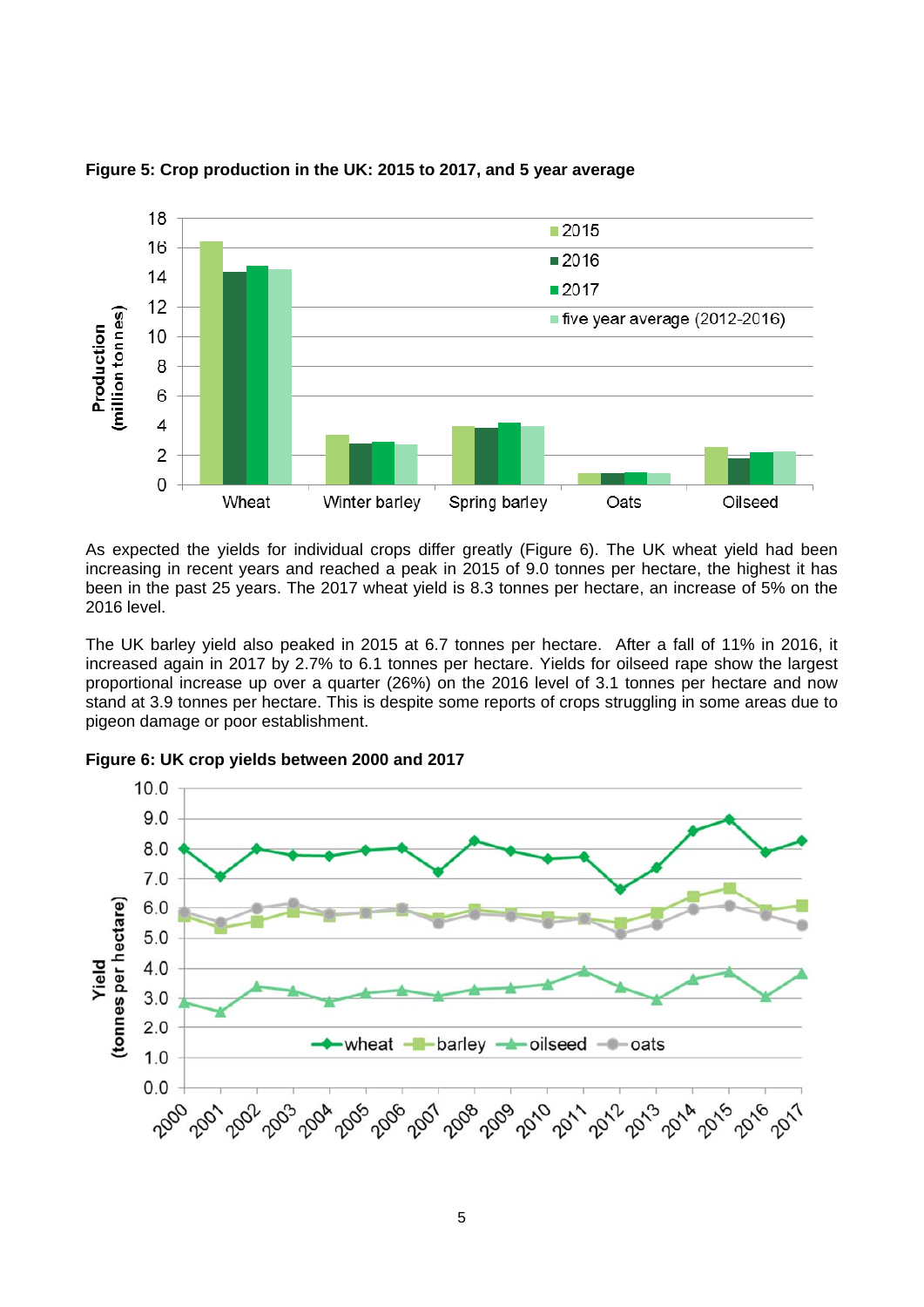**Figure 5: Crop production in the UK: 2015 to 2017, and 5 year average**

As expected the yields for individual crops differ greatly (Figure 6). The UK wheat yield had been increasing in recent years and reached a peak in 2015 of 9.0 tonnes per hectare, the highest it has been in the past 25 years. The 2017 wheat yield is 8.3 tonnes per hectare, an increase of 5% on the 2016 level.

The UK barley yield also peaked in 2015 at 6.7 tonnes per hectare. After a fall of 11% in 2016, it increased again in 2017 by 2.7% to 6.1 tonnes per hectare. Yields for oilseed rape show the largest proportional increase up over a quarter (26%) on the 2016 level of 3.1 tonnes per hectare and now stand at 3.9 tonnes per hectare. This is despite some reports of crops struggling in some areas due to pigeon damage or poor establishment.

**Figure 6: UK crop yields between 2000 and 2017**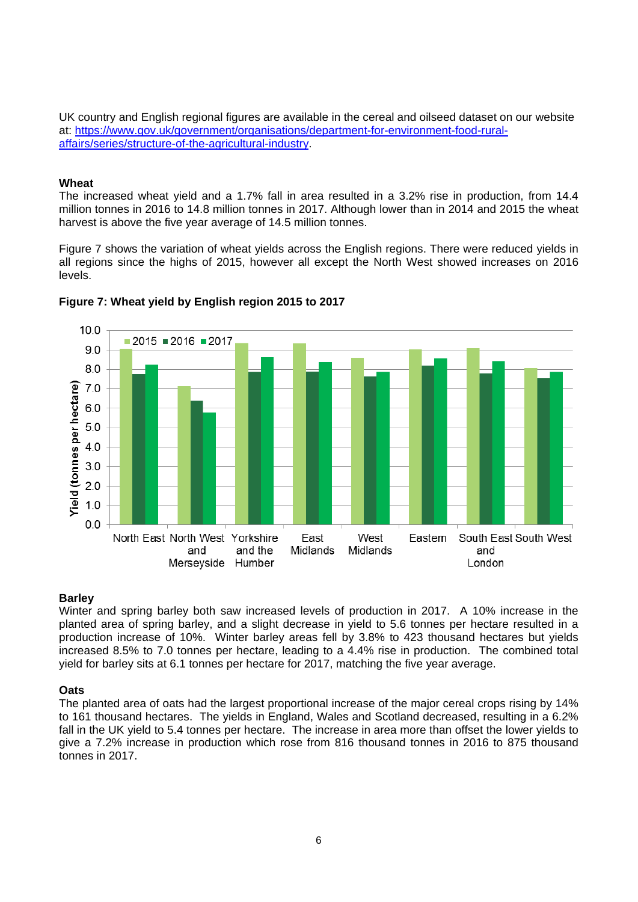UK country and English regional figures are available in the cereal and oilseed dataset on our website at: [https://www.gov.uk/government/organisations/department-for-environment-food-rural-affairs/series/structure-of-the-agricultural-industry](https://www.gov.uk/government/organisations/department-for-environment-food-rural-affairs/series/structure-of-the-agricultural-industry).

**Wheat**

The increased wheat yield and a 1.7% fall in area resulted in a 3.2% rise in production, from 14.4 million tonnes in 2016 to 14.8 million tonnes in 2017. Although lower than in 2014 and 2015 the wheat harvest is above the five year average of 14.5 million tonnes.

Figure 7 shows the variation of wheat yields across the English regions. There were reduced yields in all regions since the highs of 2015, however all except the North West showed increases on 2016 levels.

**Figure 7: Wheat yield by English region 2015 to 2017**

**Barley**

Winter and spring barley both saw increased levels of production in 2017. A 10% increase in the planted area of spring barley, and a slight decrease in yield to 5.6 tonnes per hectare resulted in a production increase of 10%. Winter barley areas fell by 3.8% to 423 thousand hectares but yields increased 8.5% to 7.0 tonnes per hectare, leading to a 4.4% rise in production. The combined total yield for barley sits at 6.1 tonnes per hectare for 2017, matching the five year average.

**Oats**

The planted area of oats had the largest proportional increase of the major cereal crops rising by 14% to 161 thousand hectares. The yields in England, Wales and Scotland decreased, resulting in a 6.2% fall in the UK yield to 5.4 tonnes per hectare. The increase in area more than offset the lower yields to give a 7.2% increase in production which rose from 816 thousand tonnes in 2016 to 875 thousand tonnes in 2017.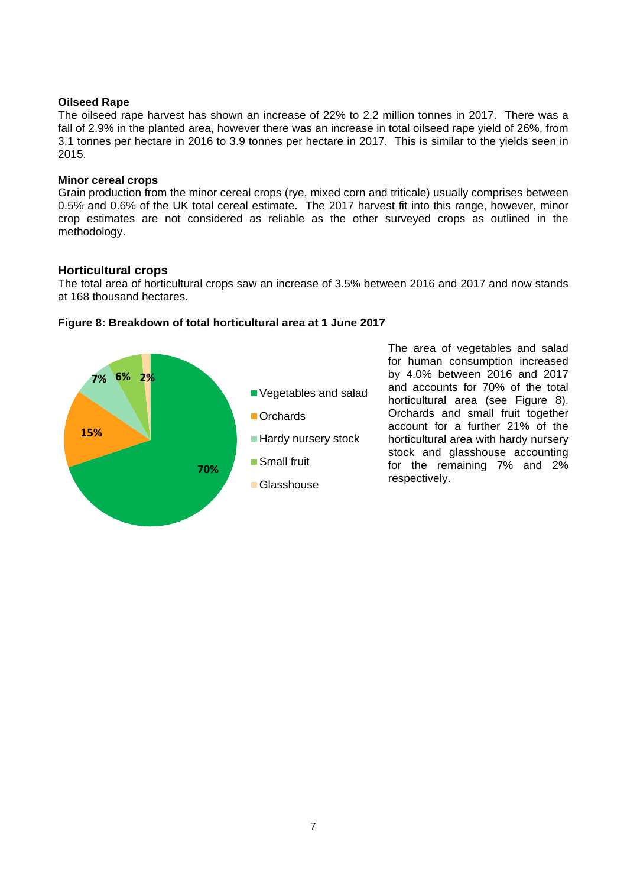**Oilseed Rape**

The oilseed rape harvest has shown an increase of 22% to 2.2 million tonnes in 2017. There was a fall of 2.9% in the planted area, however there was an increase in total oilseed rape yield of 26%, from 3.1 tonnes per hectare in 2016 to 3.9 tonnes per hectare in 2017. This is similar to the yields seen in 2015.

**Minor cereal crops**

Grain production from the minor cereal crops (rye, mixed corn and triticale) usually comprises between 0.5% and 0.6% of the UK total cereal estimate. The 2017 harvest fit into this range, however, minor crop estimates are not considered as reliable as the other surveyed crops as outlined in the methodology.

## Horticultural crops

The total area of horticultural crops saw an increase of 3.5% between 2016 and 2017 and now stands at 168 thousand hectares.

**Figure 8: Breakdown of total horticultural area at 1 June 2017**

| Category | Share |
|---|---|
| Vegetables and salad | 70% |
| Orchards | 15% |
| Hardy nursery stock | 7% |
| Small fruit | 6% |
| Glasshouse | 2% |

The area of vegetables and salad for human consumption increased by 4.0% between 2016 and 2017 and accounts for 70% of the total horticultural area (see Figure 8). Orchards and small fruit together account for a further 21% of the horticultural area with hardy nursery stock and glasshouse accounting for the remaining 7% and 2% respectively.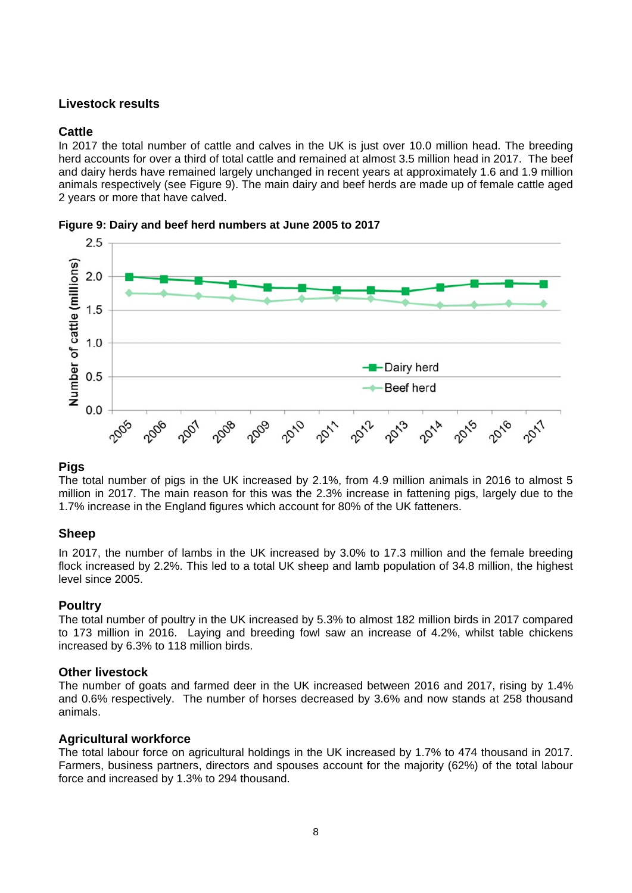## Livestock results

### Cattle

In 2017 the total number of cattle and calves in the UK is just over 10.0 million head. The breeding herd accounts for over a third of total cattle and remained at almost 3.5 million head in 2017. The beef and dairy herds have remained largely unchanged in recent years at approximately 1.6 and 1.9 million animals respectively (see Figure 9). The main dairy and beef herds are made up of female cattle aged 2 years or more that have calved.

**Figure 9: Dairy and beef herd numbers at June 2005 to 2017**

### Pigs

The total number of pigs in the UK increased by 2.1%, from 4.9 million animals in 2016 to almost 5 million in 2017. The main reason for this was the 2.3% increase in fattening pigs, largely due to the 1.7% increase in the England figures which account for 80% of the UK fatteners.

### Sheep

In 2017, the number of lambs in the UK increased by 3.0% to 17.3 million and the female breeding flock increased by 2.2%. This led to a total UK sheep and lamb population of 34.8 million, the highest level since 2005.

### Poultry

The total number of poultry in the UK increased by 5.3% to almost 182 million birds in 2017 compared to 173 million in 2016. Laying and breeding fowl saw an increase of 4.2%, whilst table chickens increased by 6.3% to 118 million birds.

### Other livestock

The number of goats and farmed deer in the UK increased between 2016 and 2017, rising by 1.4% and 0.6% respectively. The number of horses decreased by 3.6% and now stands at 258 thousand animals.

### Agricultural workforce

The total labour force on agricultural holdings in the UK increased by 1.7% to 474 thousand in 2017. Farmers, business partners, directors and spouses account for the majority (62%) of the total labour force and increased by 1.3% to 294 thousand.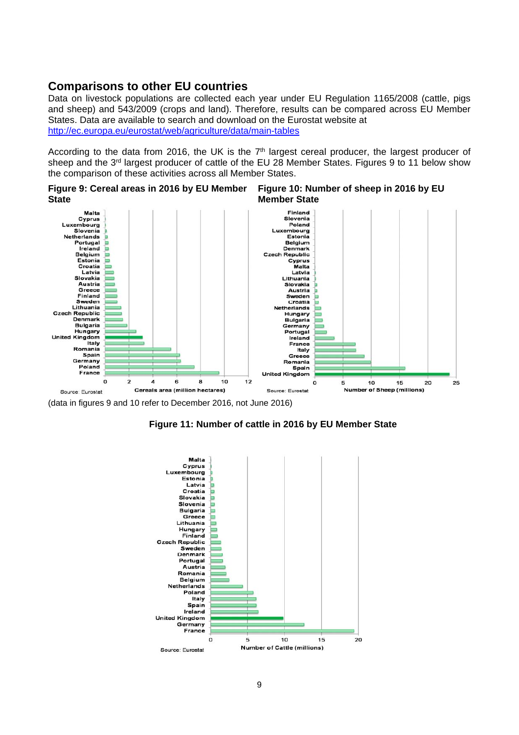## Comparisons to other EU countries

Data on livestock populations are collected each year under EU Regulation 1165/2008 (cattle, pigs and sheep) and 543/2009 (crops and land). Therefore, results can be compared across EU Member States. Data are available to search and download on the Eurostat website at http://ec.europa.eu/eurostat/web/agriculture/data/main-tables

According to the data from 2016, the UK is the 7th largest cereal producer, the largest producer of sheep and the 3rd largest producer of cattle of the EU 28 Member States. Figures 9 to 11 below show the comparison of these activities across all Member States.

**Figure 9: Cereal areas in 2016 by EU Member State**

Source: Eurostat

**Figure 10: Number of sheep in 2016 by EU Member State**

Source: Eurostat

(data in figures 9 and 10 refer to December 2016, not June 2016)

**Figure 11: Number of cattle in 2016 by EU Member State**

Source: Eurostat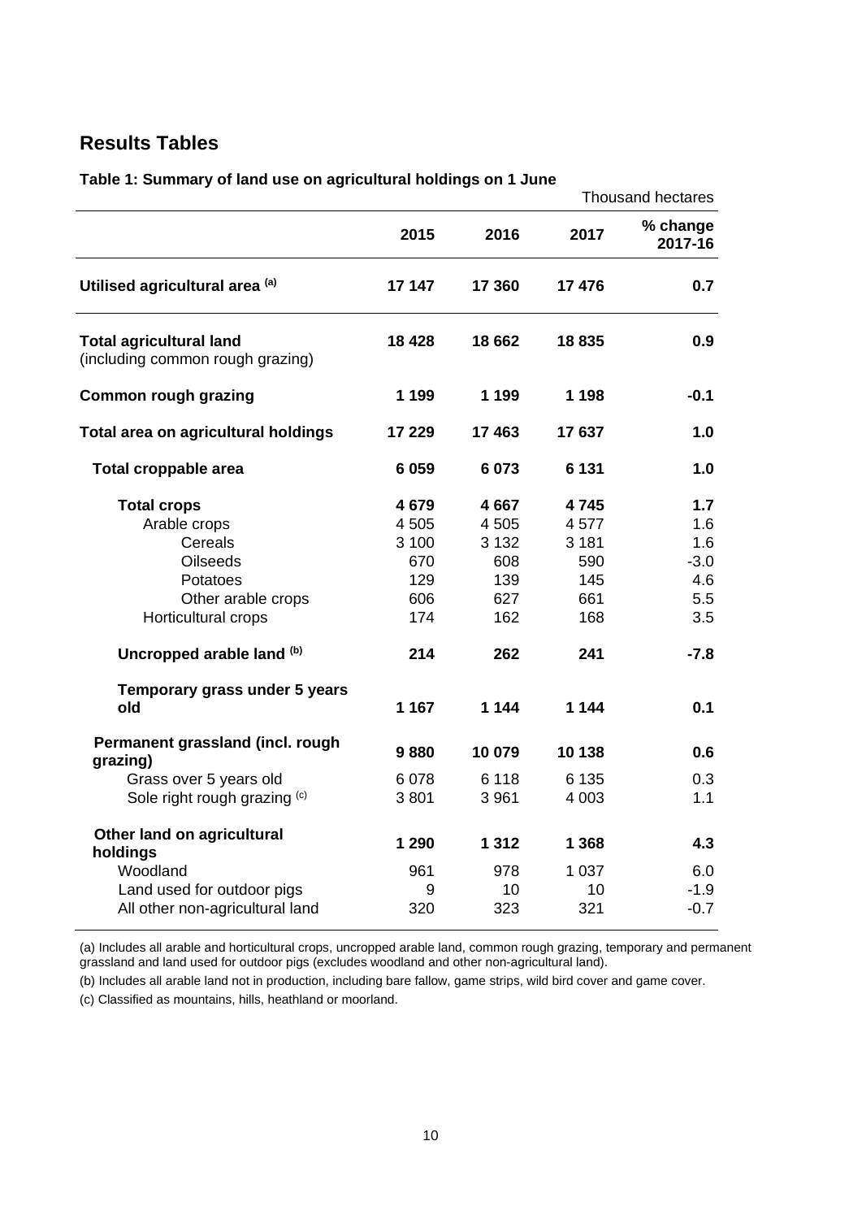## Results Tables

**Table 1: Summary of land use on agricultural holdings on 1 June**

Thousand hectares

| | 2015 | 2016 | 2017 | % change 2017-16 |
|---|---|---|---|---|
| **Utilised agricultural area [(a)]** | **17 147** | **17 360** | **17 476** | **0.7** |
| **Total agricultural land** (including common rough grazing) | **18 428** | **18 662** | **18 835** | **0.9** |
| **Common rough grazing** | **1 199** | **1 199** | **1 198** | **-0.1** |
| **Total area on agricultural holdings** | **17 229** | **17 463** | **17 637** | **1.0** |
| **Total croppable area** | **6 059** | **6 073** | **6 131** | **1.0** |
| **Total crops** | **4 679** | **4 667** | **4 745** | **1.7** |
| Arable crops | 4 505 | 4 505 | 4 577 | 1.6 |
| Cereals | 3 100 | 3 132 | 3 181 | 1.6 |
| Oilseeds | 670 | 608 | 590 | -3.0 |
| Potatoes | 129 | 139 | 145 | 4.6 |
| Other arable crops | 606 | 627 | 661 | 5.5 |
| Horticultural crops | 174 | 162 | 168 | 3.5 |
| **Uncropped arable land [(b)]** | **214** | **262** | **241** | **-7.8** |
| **Temporary grass under 5 years old** | **1 167** | **1 144** | **1 144** | **0.1** |
| **Permanent grassland (incl. rough grazing)** | **9 880** | **10 079** | **10 138** | **0.6** |
| Grass over 5 years old | 6 078 | 6 118 | 6 135 | 0.3 |
| Sole right rough grazing [(c)] | 3 801 | 3 961 | 4 003 | 1.1 |
| **Other land on agricultural holdings** | **1 290** | **1 312** | **1 368** | **4.3** |
| Woodland | 961 | 978 | 1 037 | 6.0 |
| Land used for outdoor pigs | 9 | 10 | 10 | -1.9 |
| All other non-agricultural land | 320 | 323 | 321 | -0.7 |

(a) Includes all arable and horticultural crops, uncropped arable land, common rough grazing, temporary and permanent grassland and land used for outdoor pigs (excludes woodland and other non-agricultural land).

(b) Includes all arable land not in production, including bare fallow, game strips, wild bird cover and game cover.

(c) Classified as mountains, hills, heathland or moorland.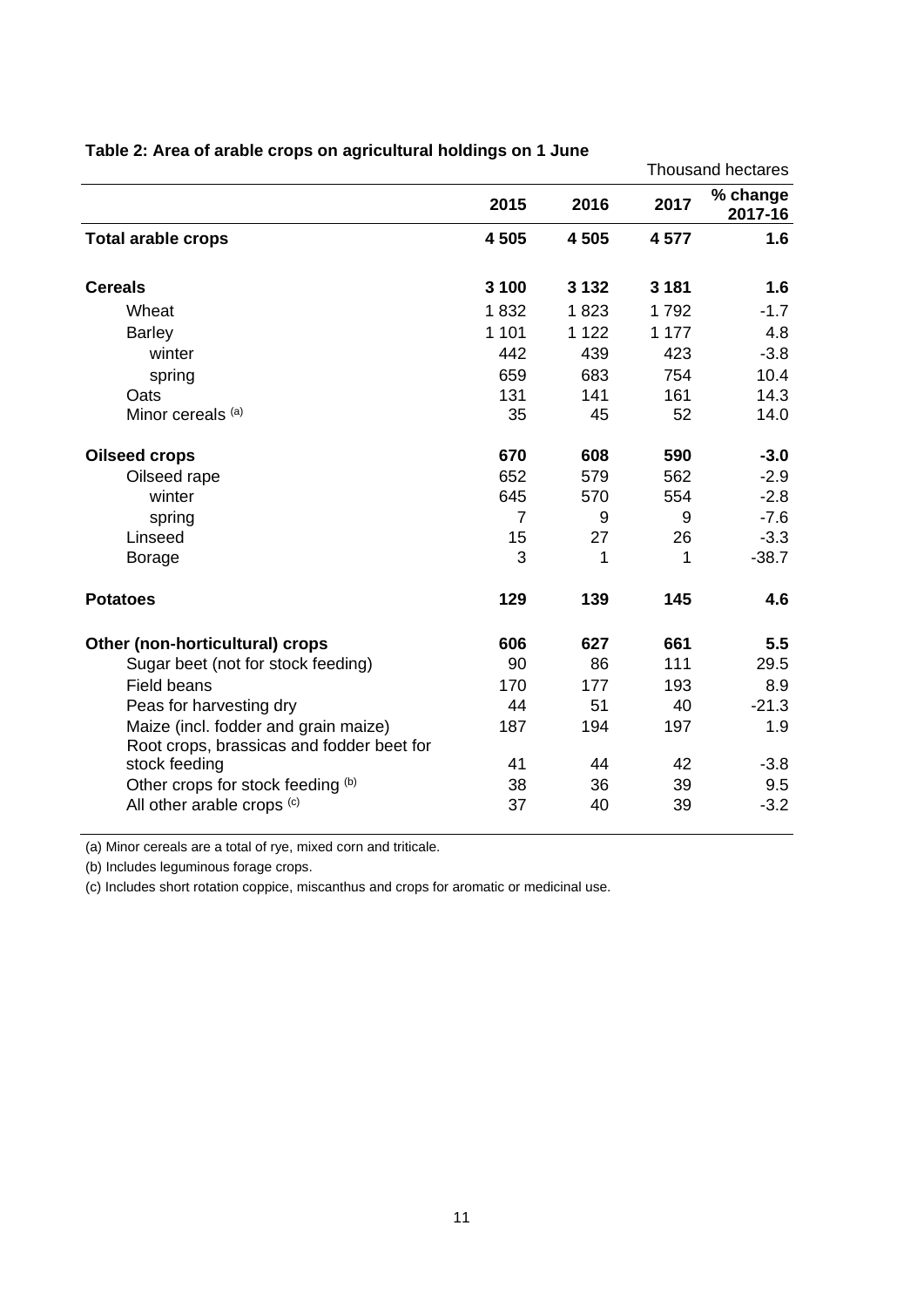**Table 2: Area of arable crops on agricultural holdings on 1 June**

Thousand hectares

| | 2015 | 2016 | 2017 | % change 2017-16 |
|---|---|---|---|---|
| **Total arable crops** | **4 505** | **4 505** | **4 577** | **1.6** |
| | | | | |
| **Cereals** | **3 100** | **3 132** | **3 181** | **1.6** |
| Wheat | 1 832 | 1 823 | 1 792 | -1.7 |
| Barley | 1 101 | 1 122 | 1 177 | 4.8 |
| winter | 442 | 439 | 423 | -3.8 |
| spring | 659 | 683 | 754 | 10.4 |
| Oats | 131 | 141 | 161 | 14.3 |
| Minor cereals (a) | 35 | 45 | 52 | 14.0 |
| | | | | |
| **Oilseed crops** | **670** | **608** | **590** | **-3.0** |
| Oilseed rape | 652 | 579 | 562 | -2.9 |
| winter | 645 | 570 | 554 | -2.8 |
| spring | 7 | 9 | 9 | -7.6 |
| Linseed | 15 | 27 | 26 | -3.3 |
| Borage | 3 | 1 | 1 | -38.7 |
| | | | | |
| **Potatoes** | **129** | **139** | **145** | **4.6** |
| | | | | |
| **Other (non-horticultural) crops** | **606** | **627** | **661** | **5.5** |
| Sugar beet (not for stock feeding) | 90 | 86 | 111 | 29.5 |
| Field beans | 170 | 177 | 193 | 8.9 |
| Peas for harvesting dry | 44 | 51 | 40 | -21.3 |
| Maize (incl. fodder and grain maize) | 187 | 194 | 197 | 1.9 |
| Root crops, brassicas and fodder beet for stock feeding | 41 | 44 | 42 | -3.8 |
| Other crops for stock feeding (b) | 38 | 36 | 39 | 9.5 |
| All other arable crops (c) | 37 | 40 | 39 | -3.2 |

(a) Minor cereals are a total of rye, mixed corn and triticale.

(b) Includes leguminous forage crops.

(c) Includes short rotation coppice, miscanthus and crops for aromatic or medicinal use.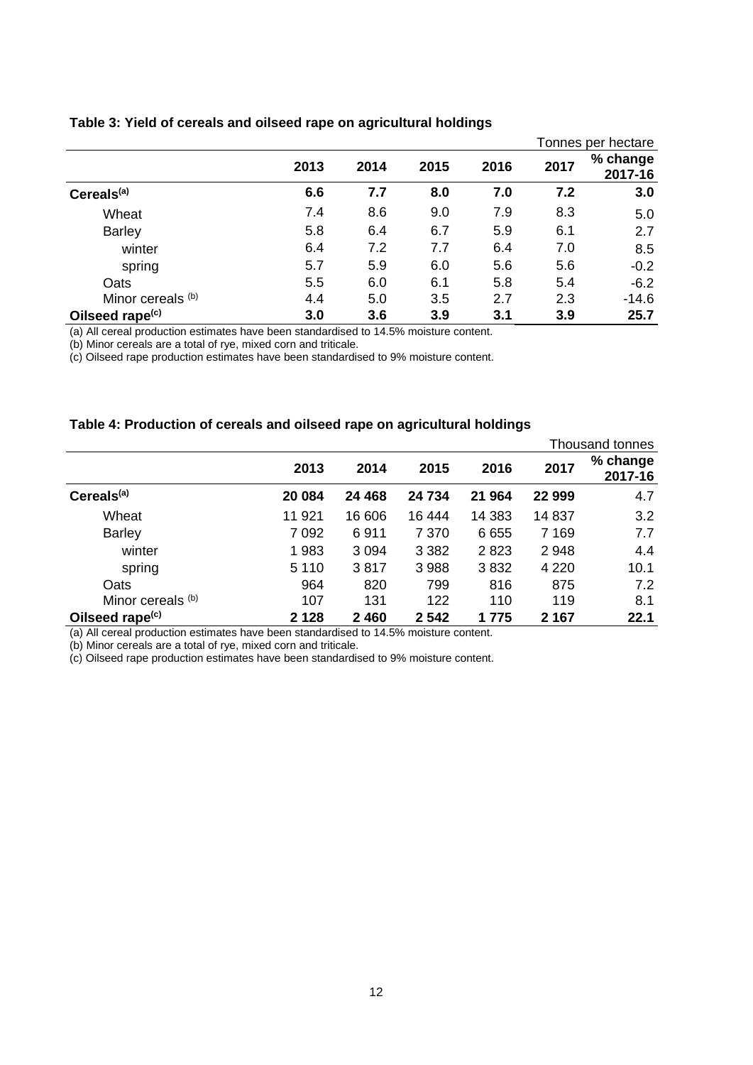**Table 3: Yield of cereals and oilseed rape on agricultural holdings**

Tonnes per hectare

| | 2013 | 2014 | 2015 | 2016 | 2017 | % change 2017-16 |
|---|---|---|---|---|---|---|
| **Cereals[(a)]** | **6.6** | **7.7** | **8.0** | **7.0** | **7.2** | **3.0** |
| Wheat | 7.4 | 8.6 | 9.0 | 7.9 | 8.3 | 5.0 |
| Barley | 5.8 | 6.4 | 6.7 | 5.9 | 6.1 | 2.7 |
| winter | 6.4 | 7.2 | 7.7 | 6.4 | 7.0 | 8.5 |
| spring | 5.7 | 5.9 | 6.0 | 5.6 | 5.6 | -0.2 |
| Oats | 5.5 | 6.0 | 6.1 | 5.8 | 5.4 | -6.2 |
| Minor cereals [(b)] | 4.4 | 5.0 | 3.5 | 2.7 | 2.3 | -14.6 |
| **Oilseed rape[(c)]** | **3.0** | **3.6** | **3.9** | **3.1** | **3.9** | **25.7** |

(a) All cereal production estimates have been standardised to 14.5% moisture content.
(b) Minor cereals are a total of rye, mixed corn and triticale.
(c) Oilseed rape production estimates have been standardised to 9% moisture content.

**Table 4: Production of cereals and oilseed rape on agricultural holdings**

Thousand tonnes

| | 2013 | 2014 | 2015 | 2016 | 2017 | % change 2017-16 |
|---|---|---|---|---|---|---|
| **Cereals[(a)]** | **20 084** | **24 468** | **24 734** | **21 964** | **22 999** | 4.7 |
| Wheat | 11 921 | 16 606 | 16 444 | 14 383 | 14 837 | 3.2 |
| Barley | 7 092 | 6 911 | 7 370 | 6 655 | 7 169 | 7.7 |
| winter | 1 983 | 3 094 | 3 382 | 2 823 | 2 948 | 4.4 |
| spring | 5 110 | 3 817 | 3 988 | 3 832 | 4 220 | 10.1 |
| Oats | 964 | 820 | 799 | 816 | 875 | 7.2 |
| Minor cereals [(b)] | 107 | 131 | 122 | 110 | 119 | 8.1 |
| **Oilseed rape[(c)]** | **2 128** | **2 460** | **2 542** | **1 775** | **2 167** | **22.1** |

(a) All cereal production estimates have been standardised to 14.5% moisture content.
(b) Minor cereals are a total of rye, mixed corn and triticale.
(c) Oilseed rape production estimates have been standardised to 9% moisture content.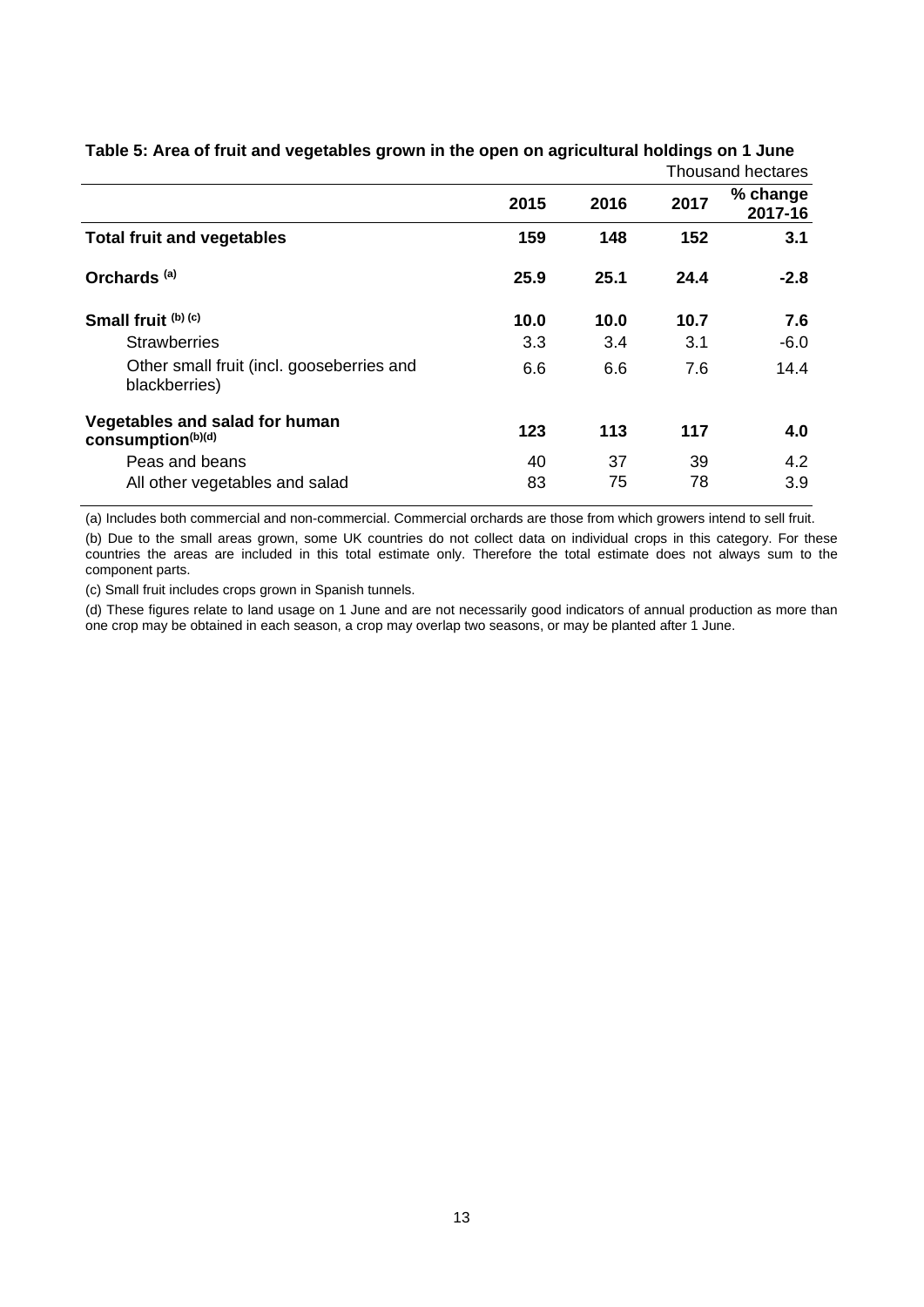**Table 5: Area of fruit and vegetables grown in the open on agricultural holdings on 1 June**

Thousand hectares

| | 2015 | 2016 | 2017 | % change 2017-16 |
|---|---|---|---|---|
| **Total fruit and vegetables** | **159** | **148** | **152** | **3.1** |
| **Orchards** [(a)] | **25.9** | **25.1** | **24.4** | **-2.8** |
| **Small fruit** [(b) (c)] | **10.0** | **10.0** | **10.7** | **7.6** |
| Strawberries | 3.3 | 3.4 | 3.1 | -6.0 |
| Other small fruit (incl. gooseberries and blackberries) | 6.6 | 6.6 | 7.6 | 14.4 |
| **Vegetables and salad for human consumption**[(b)(d)] | **123** | **113** | **117** | **4.0** |
| Peas and beans | 40 | 37 | 39 | 4.2 |
| All other vegetables and salad | 83 | 75 | 78 | 3.9 |

(a) Includes both commercial and non-commercial. Commercial orchards are those from which growers intend to sell fruit.

(b) Due to the small areas grown, some UK countries do not collect data on individual crops in this category. For these countries the areas are included in this total estimate only. Therefore the total estimate does not always sum to the component parts.

(c) Small fruit includes crops grown in Spanish tunnels.

(d) These figures relate to land usage on 1 June and are not necessarily good indicators of annual production as more than one crop may be obtained in each season, a crop may overlap two seasons, or may be planted after 1 June.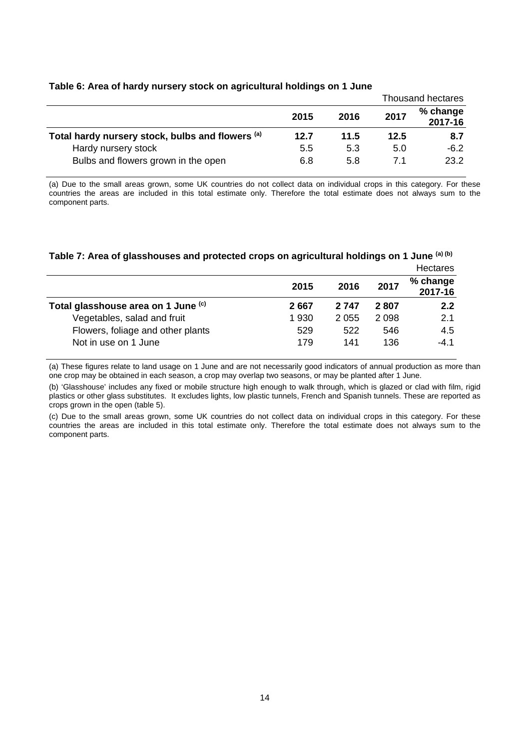**Table 6: Area of hardy nursery stock on agricultural holdings on 1 June**

Thousand hectares

| | 2015 | 2016 | 2017 | % change 2017-16 |
|---|---|---|---|---|
| **Total hardy nursery stock, bulbs and flowers [(a)]** | **12.7** | **11.5** | **12.5** | **8.7** |
| Hardy nursery stock | 5.5 | 5.3 | 5.0 | -6.2 |
| Bulbs and flowers grown in the open | 6.8 | 5.8 | 7.1 | 23.2 |

(a) Due to the small areas grown, some UK countries do not collect data on individual crops in this category. For these countries the areas are included in this total estimate only. Therefore the total estimate does not always sum to the component parts.

**Table 7: Area of glasshouses and protected crops on agricultural holdings on 1 June [(a) (b)]**

Hectares

| | 2015 | 2016 | 2017 | % change 2017-16 |
|---|---|---|---|---|
| **Total glasshouse area on 1 June [(c)]** | **2 667** | **2 747** | **2 807** | **2.2** |
| Vegetables, salad and fruit | 1 930 | 2 055 | 2 098 | 2.1 |
| Flowers, foliage and other plants | 529 | 522 | 546 | 4.5 |
| Not in use on 1 June | 179 | 141 | 136 | -4.1 |

(a) These figures relate to land usage on 1 June and are not necessarily good indicators of annual production as more than one crop may be obtained in each season, a crop may overlap two seasons, or may be planted after 1 June.

(b) 'Glasshouse' includes any fixed or mobile structure high enough to walk through, which is glazed or clad with film, rigid plastics or other glass substitutes. It excludes lights, low plastic tunnels, French and Spanish tunnels. These are reported as crops grown in the open (table 5).

(c) Due to the small areas grown, some UK countries do not collect data on individual crops in this category. For these countries the areas are included in this total estimate only. Therefore the total estimate does not always sum to the component parts.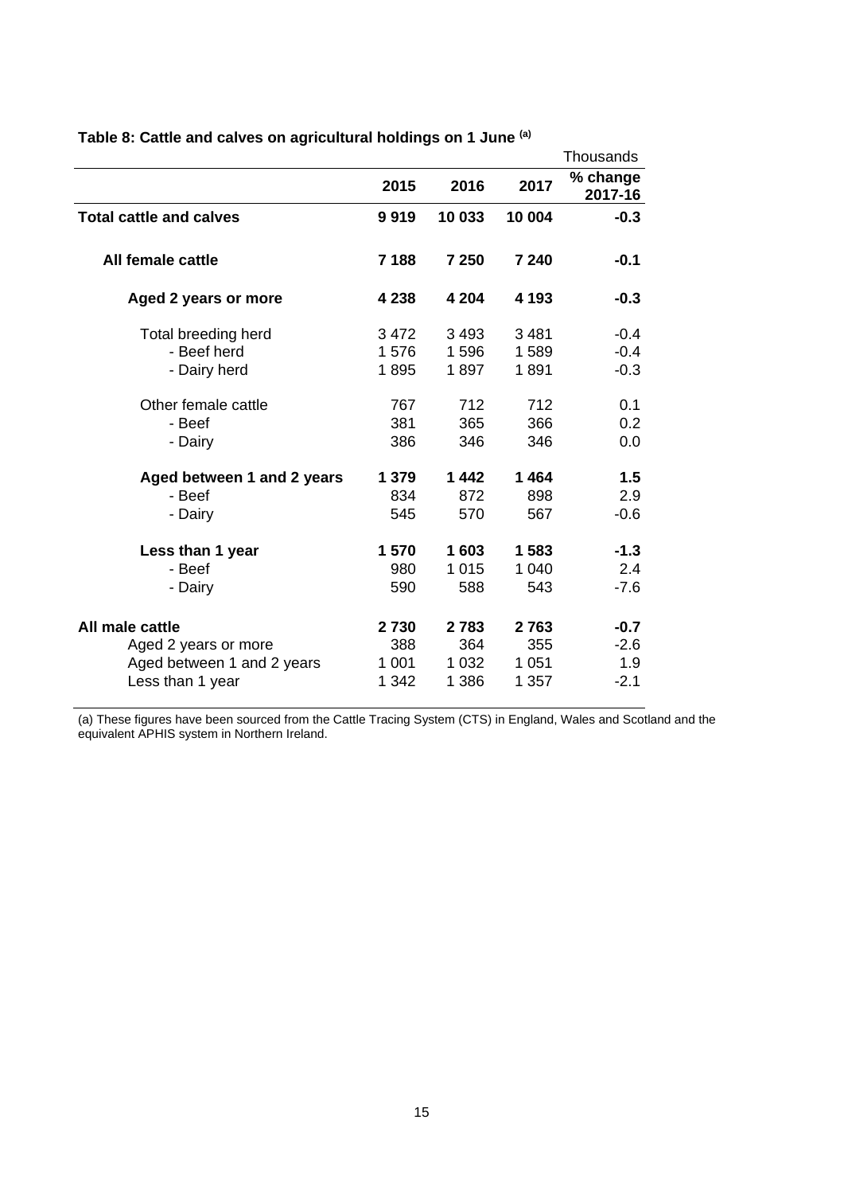**Table 8: Cattle and calves on agricultural holdings on 1 June [(a)]**

Thousands

| | 2015 | 2016 | 2017 | % change 2017-16 |
|---|---|---|---|---|
| **Total cattle and calves** | **9 919** | **10 033** | **10 004** | **-0.3** |
| **All female cattle** | **7 188** | **7 250** | **7 240** | **-0.1** |
| **Aged 2 years or more** | **4 238** | **4 204** | **4 193** | **-0.3** |
| Total breeding herd | 3 472 | 3 493 | 3 481 | -0.4 |
| - Beef herd | 1 576 | 1 596 | 1 589 | -0.4 |
| - Dairy herd | 1 895 | 1 897 | 1 891 | -0.3 |
| Other female cattle | 767 | 712 | 712 | 0.1 |
| - Beef | 381 | 365 | 366 | 0.2 |
| - Dairy | 386 | 346 | 346 | 0.0 |
| **Aged between 1 and 2 years** | **1 379** | **1 442** | **1 464** | **1.5** |
| - Beef | 834 | 872 | 898 | 2.9 |
| - Dairy | 545 | 570 | 567 | -0.6 |
| **Less than 1 year** | **1 570** | **1 603** | **1 583** | **-1.3** |
| - Beef | 980 | 1 015 | 1 040 | 2.4 |
| - Dairy | 590 | 588 | 543 | -7.6 |
| **All male cattle** | **2 730** | **2 783** | **2 763** | **-0.7** |
| Aged 2 years or more | 388 | 364 | 355 | -2.6 |
| Aged between 1 and 2 years | 1 001 | 1 032 | 1 051 | 1.9 |
| Less than 1 year | 1 342 | 1 386 | 1 357 | -2.1 |

(a) These figures have been sourced from the Cattle Tracing System (CTS) in England, Wales and Scotland and the equivalent APHIS system in Northern Ireland.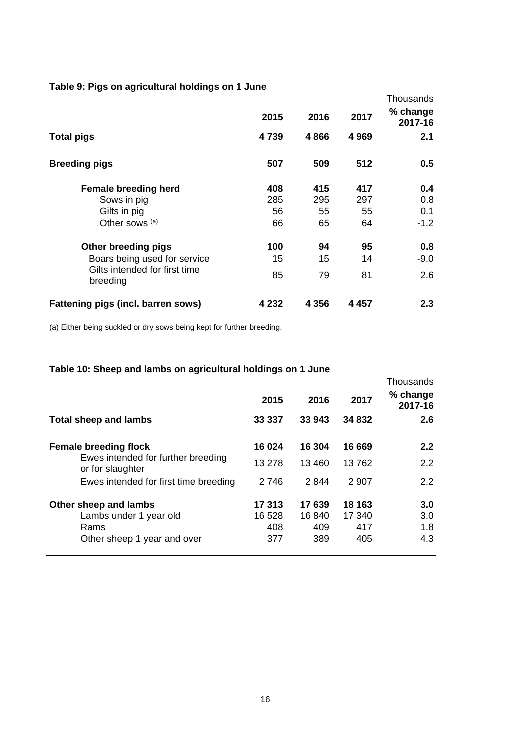### Table 9: Pigs on agricultural holdings on 1 June

Thousands

| | 2015 | 2016 | 2017 | % change 2017-16 |
|---|---|---|---|---|
| **Total pigs** | **4 739** | **4 866** | **4 969** | **2.1** |
| **Breeding pigs** | **507** | **509** | **512** | **0.5** |
| **Female breeding herd** | **408** | **415** | **417** | **0.4** |
| Sows in pig | 285 | 295 | 297 | 0.8 |
| Gilts in pig | 56 | 55 | 55 | 0.1 |
| Other sows [(a)] | 66 | 65 | 64 | -1.2 |
| **Other breeding pigs** | **100** | **94** | **95** | **0.8** |
| Boars being used for service | 15 | 15 | 14 | -9.0 |
| Gilts intended for first time breeding | 85 | 79 | 81 | 2.6 |
| **Fattening pigs (incl. barren sows)** | **4 232** | **4 356** | **4 457** | **2.3** |

(a) Either being suckled or dry sows being kept for further breeding.

### Table 10: Sheep and lambs on agricultural holdings on 1 June

Thousands

| | 2015 | 2016 | 2017 | % change 2017-16 |
|---|---|---|---|---|
| **Total sheep and lambs** | **33 337** | **33 943** | **34 832** | **2.6** |
| **Female breeding flock** | **16 024** | **16 304** | **16 669** | **2.2** |
| Ewes intended for further breeding or for slaughter | 13 278 | 13 460 | 13 762 | 2.2 |
| Ewes intended for first time breeding | 2 746 | 2 844 | 2 907 | 2.2 |
| **Other sheep and lambs** | **17 313** | **17 639** | **18 163** | **3.0** |
| Lambs under 1 year old | 16 528 | 16 840 | 17 340 | 3.0 |
| Rams | 408 | 409 | 417 | 1.8 |
| Other sheep 1 year and over | 377 | 389 | 405 | 4.3 |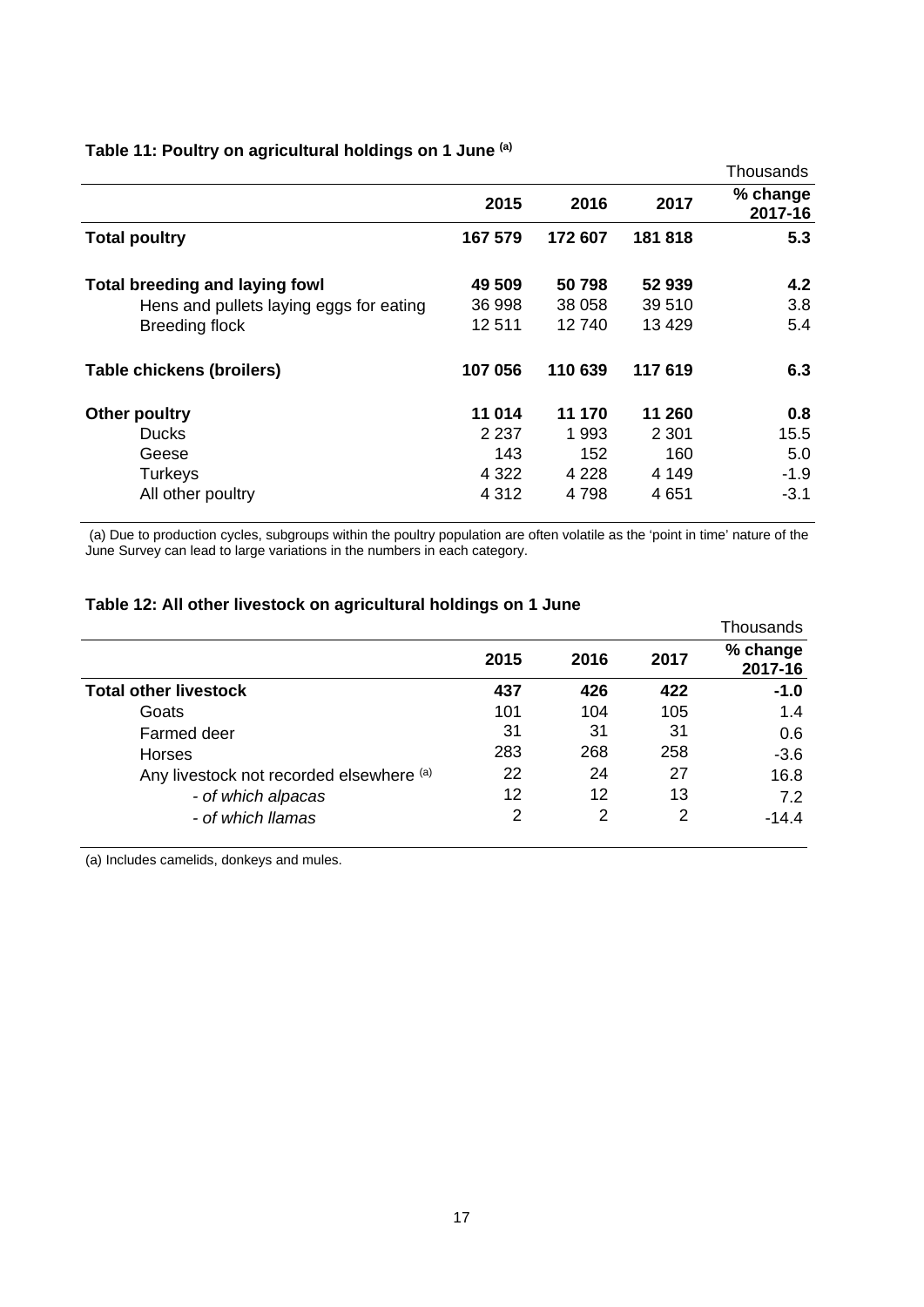### Table 11: Poultry on agricultural holdings on 1 June [(a)]

Thousands

| | 2015 | 2016 | 2017 | % change 2017-16 |
|---|---|---|---|---|
| **Total poultry** | **167 579** | **172 607** | **181 818** | **5.3** |
| **Total breeding and laying fowl** | **49 509** | **50 798** | **52 939** | **4.2** |
| Hens and pullets laying eggs for eating | 36 998 | 38 058 | 39 510 | 3.8 |
| Breeding flock | 12 511 | 12 740 | 13 429 | 5.4 |
| **Table chickens (broilers)** | **107 056** | **110 639** | **117 619** | **6.3** |
| **Other poultry** | **11 014** | **11 170** | **11 260** | **0.8** |
| Ducks | 2 237 | 1 993 | 2 301 | 15.5 |
| Geese | 143 | 152 | 160 | 5.0 |
| Turkeys | 4 322 | 4 228 | 4 149 | -1.9 |
| All other poultry | 4 312 | 4 798 | 4 651 | -3.1 |

(a) Due to production cycles, subgroups within the poultry population are often volatile as the 'point in time' nature of the June Survey can lead to large variations in the numbers in each category.

### Table 12: All other livestock on agricultural holdings on 1 June

Thousands

| | 2015 | 2016 | 2017 | % change 2017-16 |
|---|---|---|---|---|
| **Total other livestock** | **437** | **426** | **422** | **-1.0** |
| Goats | 101 | 104 | 105 | 1.4 |
| Farmed deer | 31 | 31 | 31 | 0.6 |
| Horses | 283 | 268 | 258 | -3.6 |
| Any livestock not recorded elsewhere [(a)] | 22 | 24 | 27 | 16.8 |
| *- of which alpacas* | 12 | 12 | 13 | 7.2 |
| *- of which llamas* | 2 | 2 | 2 | -14.4 |

(a) Includes camelids, donkeys and mules.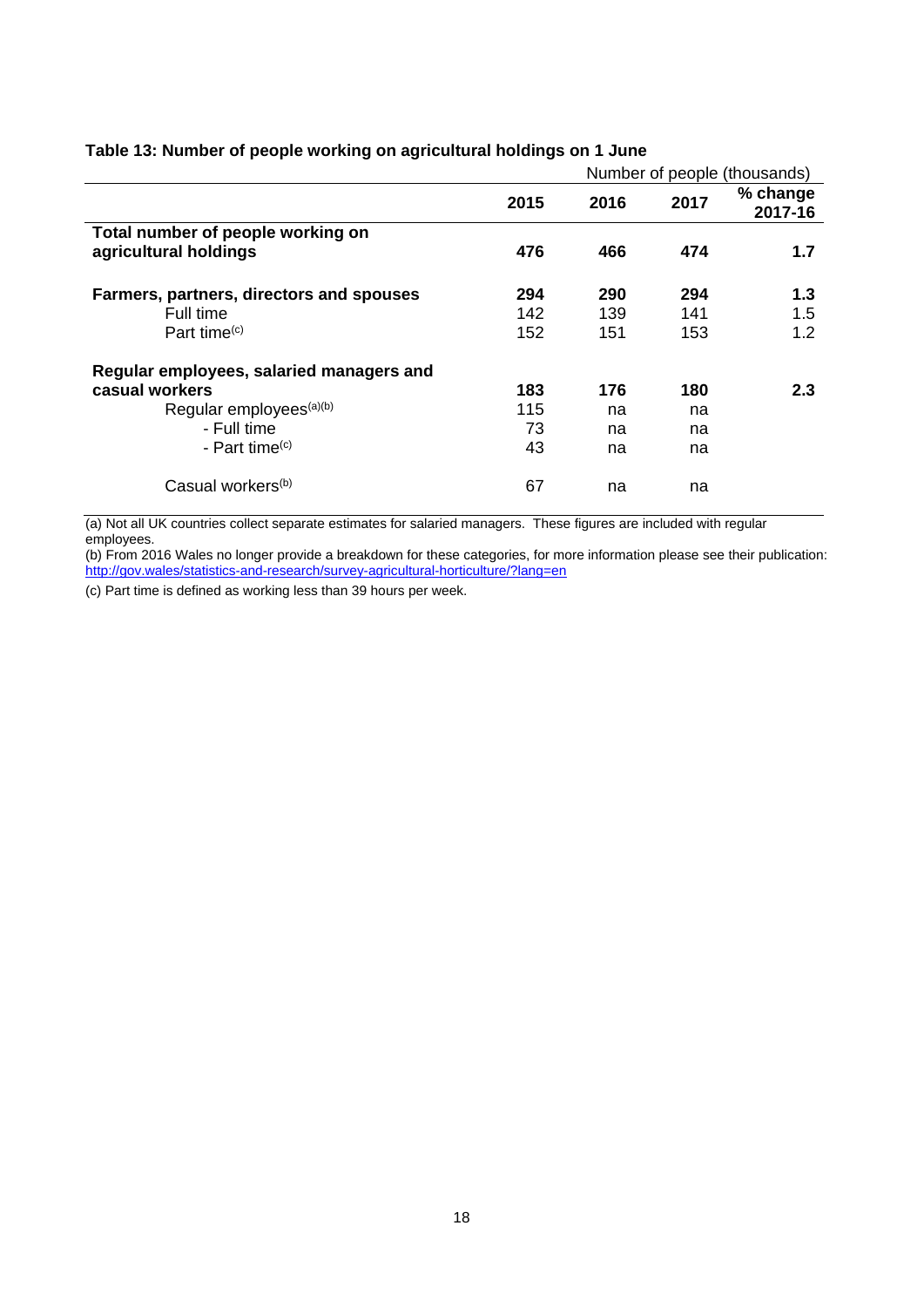**Table 13: Number of people working on agricultural holdings on 1 June**

| | | | Number of people (thousands) | |
|---|---|---|---|---|
| | **2015** | **2016** | **2017** | **% change 2017-16** |
| **Total number of people working on agricultural holdings** | **476** | **466** | **474** | **1.7** |
| **Farmers, partners, directors and spouses** | **294** | **290** | **294** | **1.3** |
| Full time | 142 | 139 | 141 | 1.5 |
| Part time[(c)] | 152 | 151 | 153 | 1.2 |
| **Regular employees, salaried managers and casual workers** | **183** | **176** | **180** | **2.3** |
| Regular employees[(a)(b)] | 115 | na | na | |
| - Full time | 73 | na | na | |
| - Part time[(c)] | 43 | na | na | |
| Casual workers[(b)] | 67 | na | na | |

(a) Not all UK countries collect separate estimates for salaried managers. These figures are included with regular employees.

(b) From 2016 Wales no longer provide a breakdown for these categories, for more information please see their publication: http://gov.wales/statistics-and-research/survey-agricultural-horticulture/?lang=en

(c) Part time is defined as working less than 39 hours per week.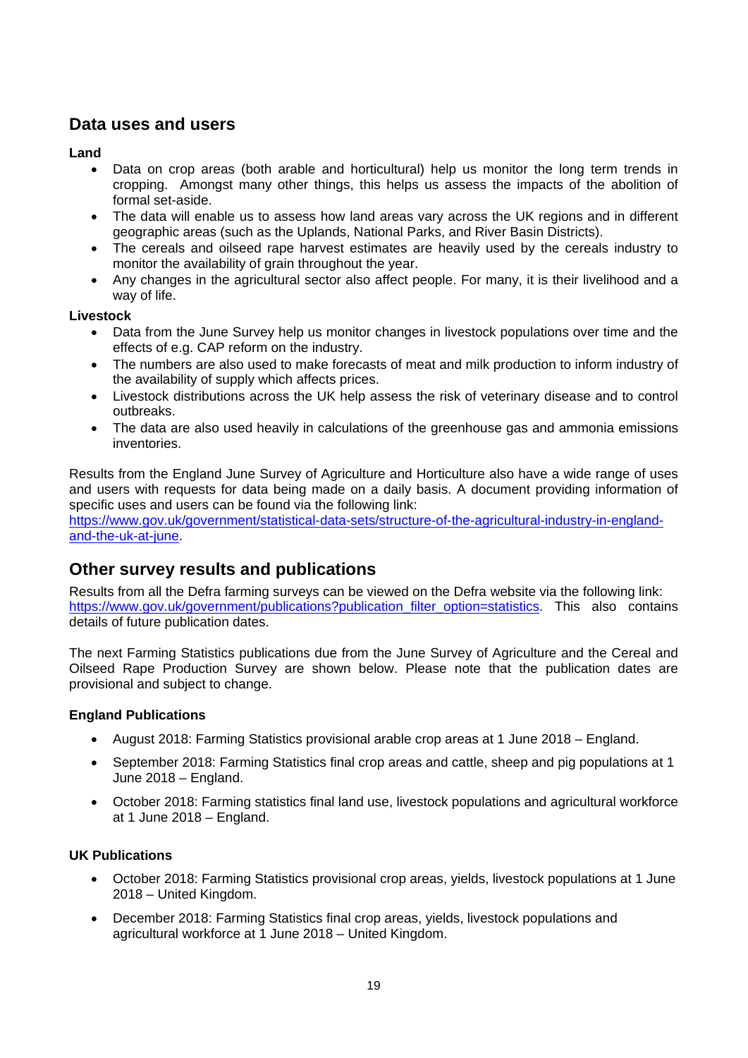## Data uses and users

**Land**

- Data on crop areas (both arable and horticultural) help us monitor the long term trends in cropping. Amongst many other things, this helps us assess the impacts of the abolition of formal set-aside.
- The data will enable us to assess how land areas vary across the UK regions and in different geographic areas (such as the Uplands, National Parks, and River Basin Districts).
- The cereals and oilseed rape harvest estimates are heavily used by the cereals industry to monitor the availability of grain throughout the year.
- Any changes in the agricultural sector also affect people. For many, it is their livelihood and a way of life.

**Livestock**

- Data from the June Survey help us monitor changes in livestock populations over time and the effects of e.g. CAP reform on the industry.
- The numbers are also used to make forecasts of meat and milk production to inform industry of the availability of supply which affects prices.
- Livestock distributions across the UK help assess the risk of veterinary disease and to control outbreaks.
- The data are also used heavily in calculations of the greenhouse gas and ammonia emissions inventories.

Results from the England June Survey of Agriculture and Horticulture also have a wide range of uses and users with requests for data being made on a daily basis. A document providing information of specific uses and users can be found via the following link:
[https://www.gov.uk/government/statistical-data-sets/structure-of-the-agricultural-industry-in-england-and-the-uk-at-june](https://www.gov.uk/government/statistical-data-sets/structure-of-the-agricultural-industry-in-england-and-the-uk-at-june).

## Other survey results and publications

Results from all the Defra farming surveys can be viewed on the Defra website via the following link: [https://www.gov.uk/government/publications?publication_filter_option=statistics](https://www.gov.uk/government/publications?publication_filter_option=statistics). This also contains details of future publication dates.

The next Farming Statistics publications due from the June Survey of Agriculture and the Cereal and Oilseed Rape Production Survey are shown below. Please note that the publication dates are provisional and subject to change.

**England Publications**

- August 2018: Farming Statistics provisional arable crop areas at 1 June 2018 – England.
- September 2018: Farming Statistics final crop areas and cattle, sheep and pig populations at 1 June 2018 – England.
- October 2018: Farming statistics final land use, livestock populations and agricultural workforce at 1 June 2018 – England.

**UK Publications**

- October 2018: Farming Statistics provisional crop areas, yields, livestock populations at 1 June 2018 – United Kingdom.
- December 2018: Farming Statistics final crop areas, yields, livestock populations and agricultural workforce at 1 June 2018 – United Kingdom.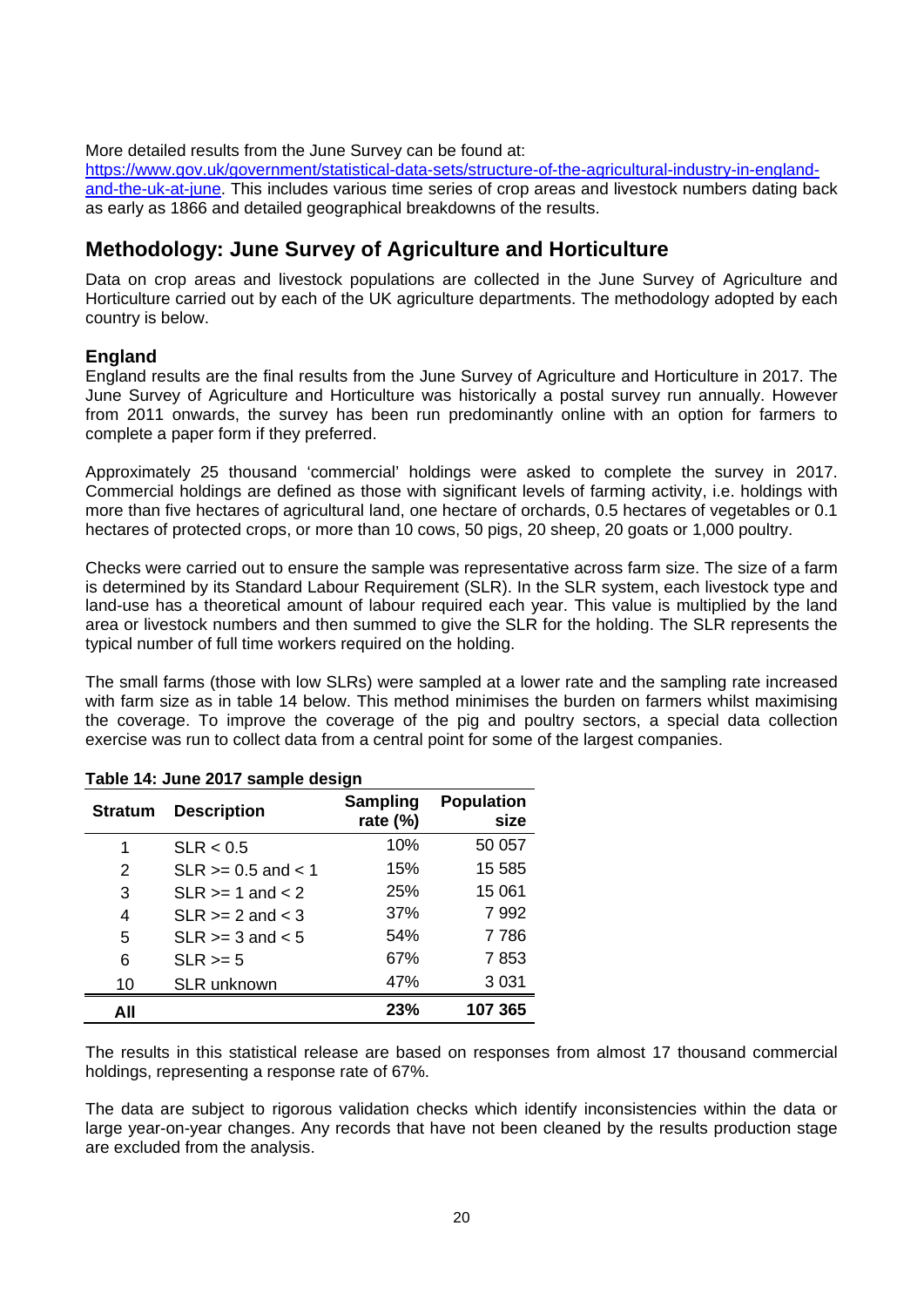More detailed results from the June Survey can be found at: [https://www.gov.uk/government/statistical-data-sets/structure-of-the-agricultural-industry-in-england-and-the-uk-at-june](https://www.gov.uk/government/statistical-data-sets/structure-of-the-agricultural-industry-in-england-and-the-uk-at-june). This includes various time series of crop areas and livestock numbers dating back as early as 1866 and detailed geographical breakdowns of the results.

## Methodology: June Survey of Agriculture and Horticulture

Data on crop areas and livestock populations are collected in the June Survey of Agriculture and Horticulture carried out by each of the UK agriculture departments. The methodology adopted by each country is below.

### England

England results are the final results from the June Survey of Agriculture and Horticulture in 2017. The June Survey of Agriculture and Horticulture was historically a postal survey run annually. However from 2011 onwards, the survey has been run predominantly online with an option for farmers to complete a paper form if they preferred.

Approximately 25 thousand 'commercial' holdings were asked to complete the survey in 2017. Commercial holdings are defined as those with significant levels of farming activity, i.e. holdings with more than five hectares of agricultural land, one hectare of orchards, 0.5 hectares of vegetables or 0.1 hectares of protected crops, or more than 10 cows, 50 pigs, 20 sheep, 20 goats or 1,000 poultry.

Checks were carried out to ensure the sample was representative across farm size. The size of a farm is determined by its Standard Labour Requirement (SLR). In the SLR system, each livestock type and land-use has a theoretical amount of labour required each year. This value is multiplied by the land area or livestock numbers and then summed to give the SLR for the holding. The SLR represents the typical number of full time workers required on the holding.

The small farms (those with low SLRs) were sampled at a lower rate and the sampling rate increased with farm size as in table 14 below. This method minimises the burden on farmers whilst maximising the coverage. To improve the coverage of the pig and poultry sectors, a special data collection exercise was run to collect data from a central point for some of the largest companies.

**Table 14: June 2017 sample design**

| Stratum | Description | Sampling rate (%) | Population size |
|---|---|---|---|
| 1 | SLR < 0.5 | 10% | 50 057 |
| 2 | SLR >= 0.5 and < 1 | 15% | 15 585 |
| 3 | SLR >= 1 and < 2 | 25% | 15 061 |
| 4 | SLR >= 2 and < 3 | 37% | 7 992 |
| 5 | SLR >= 3 and < 5 | 54% | 7 786 |
| 6 | SLR >= 5 | 67% | 7 853 |
| 10 | SLR unknown | 47% | 3 031 |
| **All** | | **23%** | **107 365** |

The results in this statistical release are based on responses from almost 17 thousand commercial holdings, representing a response rate of 67%.

The data are subject to rigorous validation checks which identify inconsistencies within the data or large year-on-year changes. Any records that have not been cleaned by the results production stage are excluded from the analysis.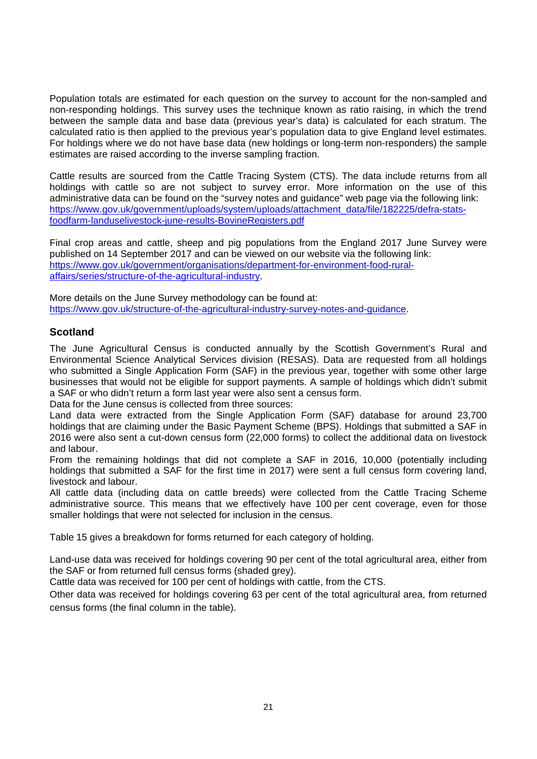Population totals are estimated for each question on the survey to account for the non-sampled and non-responding holdings. This survey uses the technique known as ratio raising, in which the trend between the sample data and base data (previous year's data) is calculated for each stratum. The calculated ratio is then applied to the previous year's population data to give England level estimates. For holdings where we do not have base data (new holdings or long-term non-responders) the sample estimates are raised according to the inverse sampling fraction.

Cattle results are sourced from the Cattle Tracing System (CTS). The data include returns from all holdings with cattle so are not subject to survey error. More information on the use of this administrative data can be found on the "survey notes and guidance" web page via the following link: [https://www.gov.uk/government/uploads/system/uploads/attachment_data/file/182225/defra-stats-foodfarm-landuselivestock-june-results-BovineRegisters.pdf](https://www.gov.uk/government/uploads/system/uploads/attachment_data/file/182225/defra-stats-foodfarm-landuselivestock-june-results-BovineRegisters.pdf)

Final crop areas and cattle, sheep and pig populations from the England 2017 June Survey were published on 14 September 2017 and can be viewed on our website via the following link: [https://www.gov.uk/government/organisations/department-for-environment-food-rural-affairs/series/structure-of-the-agricultural-industry](https://www.gov.uk/government/organisations/department-for-environment-food-rural-affairs/series/structure-of-the-agricultural-industry).

More details on the June Survey methodology can be found at: [https://www.gov.uk/structure-of-the-agricultural-industry-survey-notes-and-guidance](https://www.gov.uk/structure-of-the-agricultural-industry-survey-notes-and-guidance).

## Scotland

The June Agricultural Census is conducted annually by the Scottish Government's Rural and Environmental Science Analytical Services division (RESAS). Data are requested from all holdings who submitted a Single Application Form (SAF) in the previous year, together with some other large businesses that would not be eligible for support payments. A sample of holdings which didn't submit a SAF or who didn't return a form last year were also sent a census form.

Data for the June census is collected from three sources:

Land data were extracted from the Single Application Form (SAF) database for around 23,700 holdings that are claiming under the Basic Payment Scheme (BPS). Holdings that submitted a SAF in 2016 were also sent a cut-down census form (22,000 forms) to collect the additional data on livestock and labour.

From the remaining holdings that did not complete a SAF in 2016, 10,000 (potentially including holdings that submitted a SAF for the first time in 2017) were sent a full census form covering land, livestock and labour.

All cattle data (including data on cattle breeds) were collected from the Cattle Tracing Scheme administrative source. This means that we effectively have 100 per cent coverage, even for those smaller holdings that were not selected for inclusion in the census.

Table 15 gives a breakdown for forms returned for each category of holding.

Land-use data was received for holdings covering 90 per cent of the total agricultural area, either from the SAF or from returned full census forms (shaded grey).

Cattle data was received for 100 per cent of holdings with cattle, from the CTS.

Other data was received for holdings covering 63 per cent of the total agricultural area, from returned census forms (the final column in the table).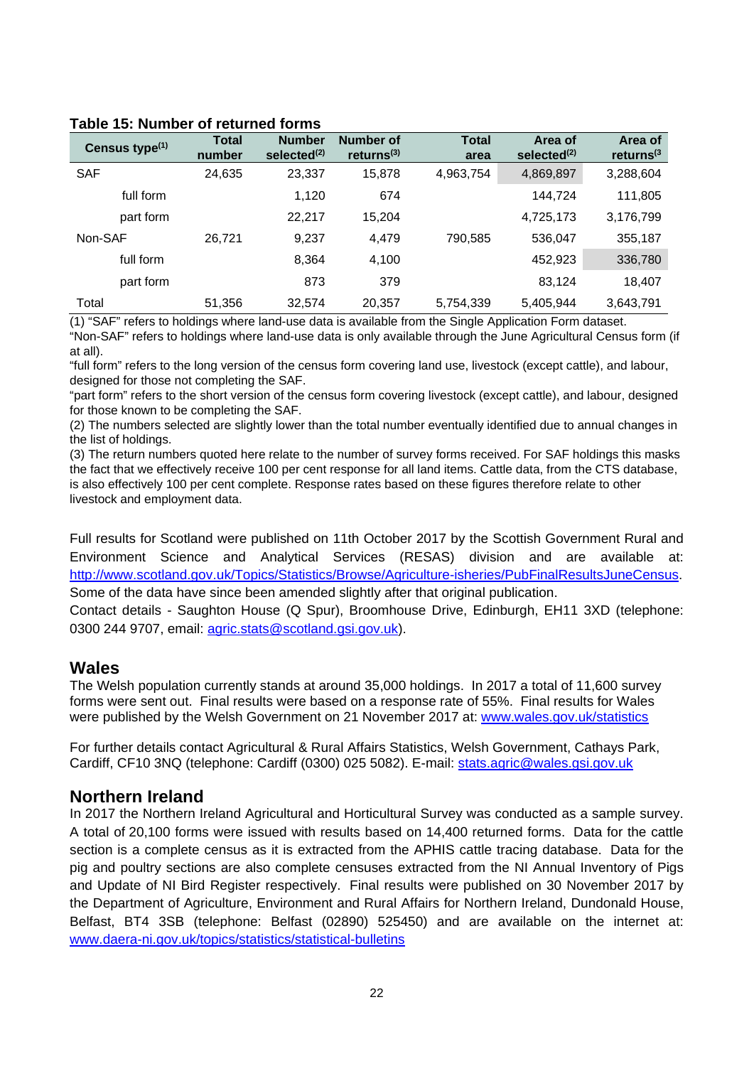**Table 15: Number of returned forms**

| Census type[1] | Total number | Number selected[2] | Number of returns[3] | Total area | Area of selected[2] | Area of returns[3] |
|---|---|---|---|---|---|---|
| SAF | 24,635 | 23,337 | 15,878 | 4,963,754 | 4,869,897 | 3,288,604 |
| full form | | 1,120 | 674 | | 144,724 | 111,805 |
| part form | | 22,217 | 15,204 | | 4,725,173 | 3,176,799 |
| Non-SAF | 26,721 | 9,237 | 4,479 | 790,585 | 536,047 | 355,187 |
| full form | | 8,364 | 4,100 | | 452,923 | 336,780 |
| part form | | 873 | 379 | | 83,124 | 18,407 |
| Total | 51,356 | 32,574 | 20,357 | 5,754,339 | 5,405,944 | 3,643,791 |

(1) "SAF" refers to holdings where land-use data is available from the Single Application Form dataset.
"Non-SAF" refers to holdings where land-use data is only available through the June Agricultural Census form (if at all).
"full form" refers to the long version of the census form covering land use, livestock (except cattle), and labour, designed for those not completing the SAF.
"part form" refers to the short version of the census form covering livestock (except cattle), and labour, designed for those known to be completing the SAF.
(2) The numbers selected are slightly lower than the total number eventually identified due to annual changes in the list of holdings.
(3) The return numbers quoted here relate to the number of survey forms received. For SAF holdings this masks the fact that we effectively receive 100 per cent response for all land items. Cattle data, from the CTS database, is also effectively 100 per cent complete. Response rates based on these figures therefore relate to other livestock and employment data.

Full results for Scotland were published on 11th October 2017 by the Scottish Government Rural and Environment Science and Analytical Services (RESAS) division and are available at: http://www.scotland.gov.uk/Topics/Statistics/Browse/Agriculture-isheries/PubFinalResultsJuneCensus. Some of the data have since been amended slightly after that original publication.
Contact details - Saughton House (Q Spur), Broomhouse Drive, Edinburgh, EH11 3XD (telephone: 0300 244 9707, email: agric.stats@scotland.gsi.gov.uk).

## Wales

The Welsh population currently stands at around 35,000 holdings. In 2017 a total of 11,600 survey forms were sent out. Final results were based on a response rate of 55%. Final results for Wales were published by the Welsh Government on 21 November 2017 at: www.wales.gov.uk/statistics

For further details contact Agricultural & Rural Affairs Statistics, Welsh Government, Cathays Park, Cardiff, CF10 3NQ (telephone: Cardiff (0300) 025 5082). E-mail: stats.agric@wales.gsi.gov.uk

## Northern Ireland

In 2017 the Northern Ireland Agricultural and Horticultural Survey was conducted as a sample survey. A total of 20,100 forms were issued with results based on 14,400 returned forms. Data for the cattle section is a complete census as it is extracted from the APHIS cattle tracing database. Data for the pig and poultry sections are also complete censuses extracted from the NI Annual Inventory of Pigs and Update of NI Bird Register respectively. Final results were published on 30 November 2017 by the Department of Agriculture, Environment and Rural Affairs for Northern Ireland, Dundonald House, Belfast, BT4 3SB (telephone: Belfast (02890) 525450) and are available on the internet at: www.daera-ni.gov.uk/topics/statistics/statistical-bulletins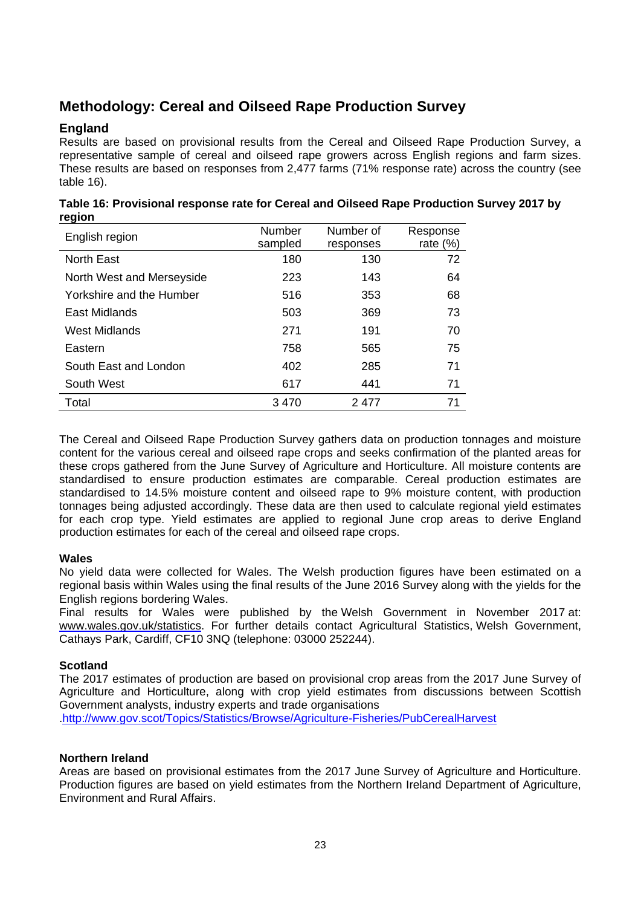# Methodology: Cereal and Oilseed Rape Production Survey

## England

Results are based on provisional results from the Cereal and Oilseed Rape Production Survey, a representative sample of cereal and oilseed rape growers across English regions and farm sizes. These results are based on responses from 2,477 farms (71% response rate) across the country (see table 16).

**Table 16: Provisional response rate for Cereal and Oilseed Rape Production Survey 2017 by region**

| English region | Number sampled | Number of responses | Response rate (%) |
|---|---|---|---|
| North East | 180 | 130 | 72 |
| North West and Merseyside | 223 | 143 | 64 |
| Yorkshire and the Humber | 516 | 353 | 68 |
| East Midlands | 503 | 369 | 73 |
| West Midlands | 271 | 191 | 70 |
| Eastern | 758 | 565 | 75 |
| South East and London | 402 | 285 | 71 |
| South West | 617 | 441 | 71 |
| Total | 3 470 | 2 477 | 71 |

The Cereal and Oilseed Rape Production Survey gathers data on production tonnages and moisture content for the various cereal and oilseed rape crops and seeks confirmation of the planted areas for these crops gathered from the June Survey of Agriculture and Horticulture. All moisture contents are standardised to ensure production estimates are comparable. Cereal production estimates are standardised to 14.5% moisture content and oilseed rape to 9% moisture content, with production tonnages being adjusted accordingly. These data are then used to calculate regional yield estimates for each crop type. Yield estimates are applied to regional June crop areas to derive England production estimates for each of the cereal and oilseed rape crops.

### Wales

No yield data were collected for Wales. The Welsh production figures have been estimated on a regional basis within Wales using the final results of the June 2016 Survey along with the yields for the English regions bordering Wales.

Final results for Wales were published by the Welsh Government in November 2017 at: www.wales.gov.uk/statistics. For further details contact Agricultural Statistics, Welsh Government, Cathays Park, Cardiff, CF10 3NQ (telephone: 03000 252244).

### Scotland

The 2017 estimates of production are based on provisional crop areas from the 2017 June Survey of Agriculture and Horticulture, along with crop yield estimates from discussions between Scottish Government analysts, industry experts and trade organisations .http://www.gov.scot/Topics/Statistics/Browse/Agriculture-Fisheries/PubCerealHarvest

### Northern Ireland

Areas are based on provisional estimates from the 2017 June Survey of Agriculture and Horticulture. Production figures are based on yield estimates from the Northern Ireland Department of Agriculture, Environment and Rural Affairs.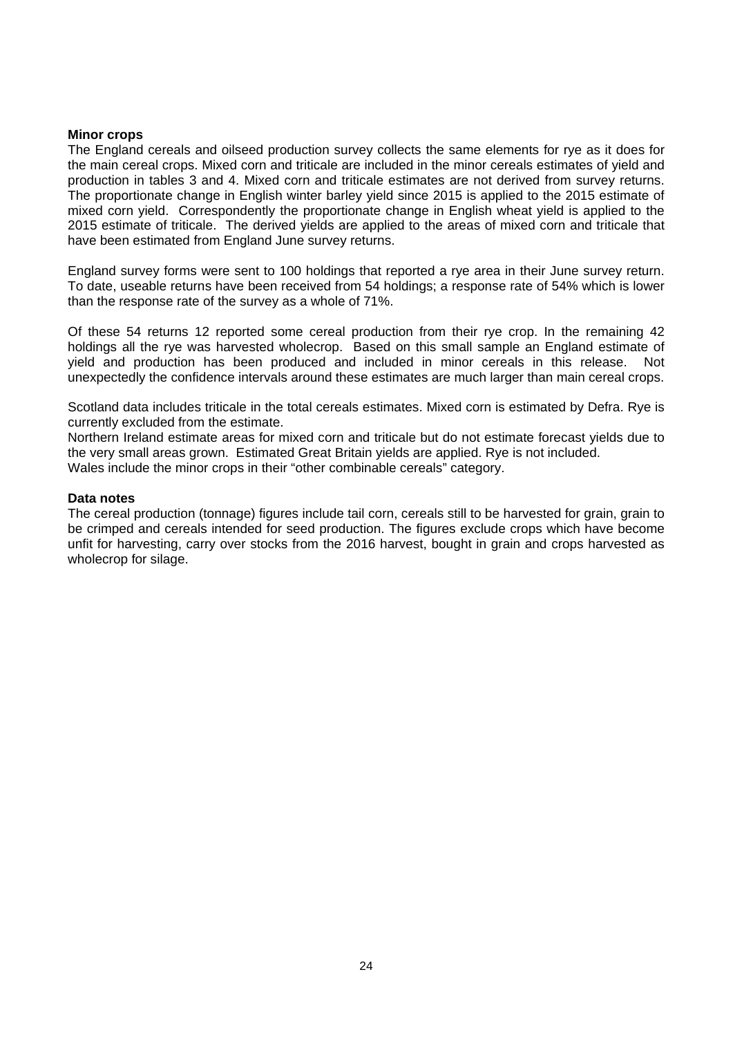**Minor crops**

The England cereals and oilseed production survey collects the same elements for rye as it does for the main cereal crops. Mixed corn and triticale are included in the minor cereals estimates of yield and production in tables 3 and 4. Mixed corn and triticale estimates are not derived from survey returns. The proportionate change in English winter barley yield since 2015 is applied to the 2015 estimate of mixed corn yield. Correspondently the proportionate change in English wheat yield is applied to the 2015 estimate of triticale. The derived yields are applied to the areas of mixed corn and triticale that have been estimated from England June survey returns.

England survey forms were sent to 100 holdings that reported a rye area in their June survey return. To date, useable returns have been received from 54 holdings; a response rate of 54% which is lower than the response rate of the survey as a whole of 71%.

Of these 54 returns 12 reported some cereal production from their rye crop. In the remaining 42 holdings all the rye was harvested wholecrop. Based on this small sample an England estimate of yield and production has been produced and included in minor cereals in this release. Not unexpectedly the confidence intervals around these estimates are much larger than main cereal crops.

Scotland data includes triticale in the total cereals estimates. Mixed corn is estimated by Defra. Rye is currently excluded from the estimate.
Northern Ireland estimate areas for mixed corn and triticale but do not estimate forecast yields due to the very small areas grown. Estimated Great Britain yields are applied. Rye is not included.
Wales include the minor crops in their "other combinable cereals" category.

**Data notes**

The cereal production (tonnage) figures include tail corn, cereals still to be harvested for grain, grain to be crimped and cereals intended for seed production. The figures exclude crops which have become unfit for harvesting, carry over stocks from the 2016 harvest, bought in grain and crops harvested as wholecrop for silage.